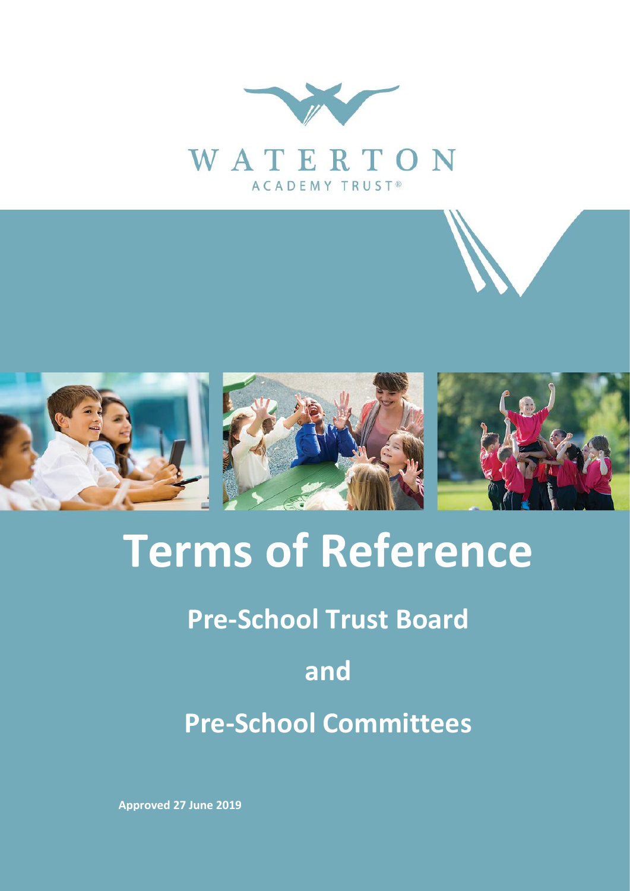WATERTON

ACADEMY TRUST®

# Terms of Reference

## Pre-School Trust Board

## and

## Pre-School Committees

**Approved 27 June 2019**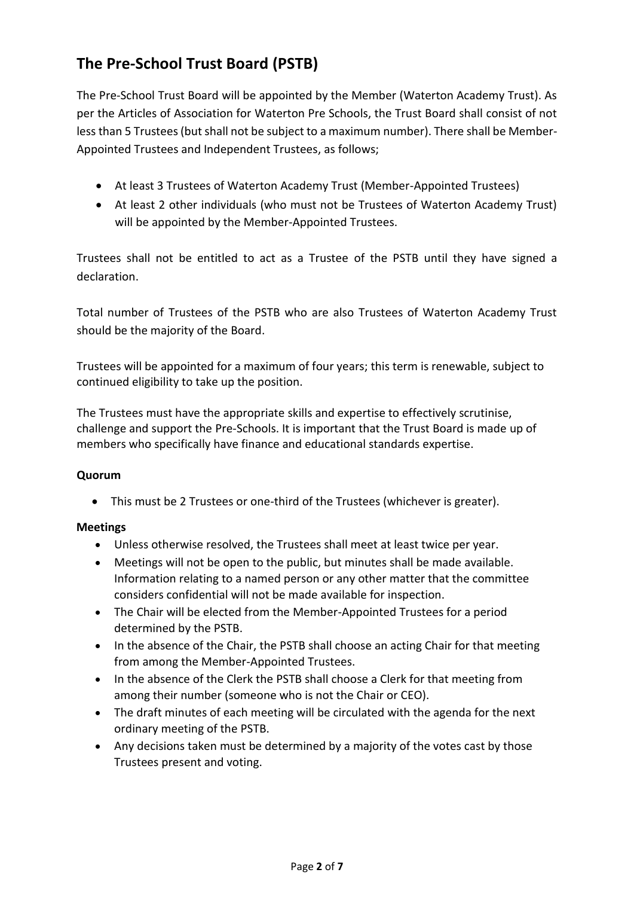## The Pre-School Trust Board (PSTB)

The Pre-School Trust Board will be appointed by the Member (Waterton Academy Trust). As per the Articles of Association for Waterton Pre Schools, the Trust Board shall consist of not less than 5 Trustees (but shall not be subject to a maximum number). There shall be Member-Appointed Trustees and Independent Trustees, as follows;

- At least 3 Trustees of Waterton Academy Trust (Member-Appointed Trustees)
- At least 2 other individuals (who must not be Trustees of Waterton Academy Trust) will be appointed by the Member-Appointed Trustees.

Trustees shall not be entitled to act as a Trustee of the PSTB until they have signed a declaration.

Total number of Trustees of the PSTB who are also Trustees of Waterton Academy Trust should be the majority of the Board.

Trustees will be appointed for a maximum of four years; this term is renewable, subject to continued eligibility to take up the position.

The Trustees must have the appropriate skills and expertise to effectively scrutinise, challenge and support the Pre-Schools. It is important that the Trust Board is made up of members who specifically have finance and educational standards expertise.

**Quorum**

- This must be 2 Trustees or one-third of the Trustees (whichever is greater).

**Meetings**

- Unless otherwise resolved, the Trustees shall meet at least twice per year.
- Meetings will not be open to the public, but minutes shall be made available. Information relating to a named person or any other matter that the committee considers confidential will not be made available for inspection.
- The Chair will be elected from the Member-Appointed Trustees for a period determined by the PSTB.
- In the absence of the Chair, the PSTB shall choose an acting Chair for that meeting from among the Member-Appointed Trustees.
- In the absence of the Clerk the PSTB shall choose a Clerk for that meeting from among their number (someone who is not the Chair or CEO).
- The draft minutes of each meeting will be circulated with the agenda for the next ordinary meeting of the PSTB.
- Any decisions taken must be determined by a majority of the votes cast by those Trustees present and voting.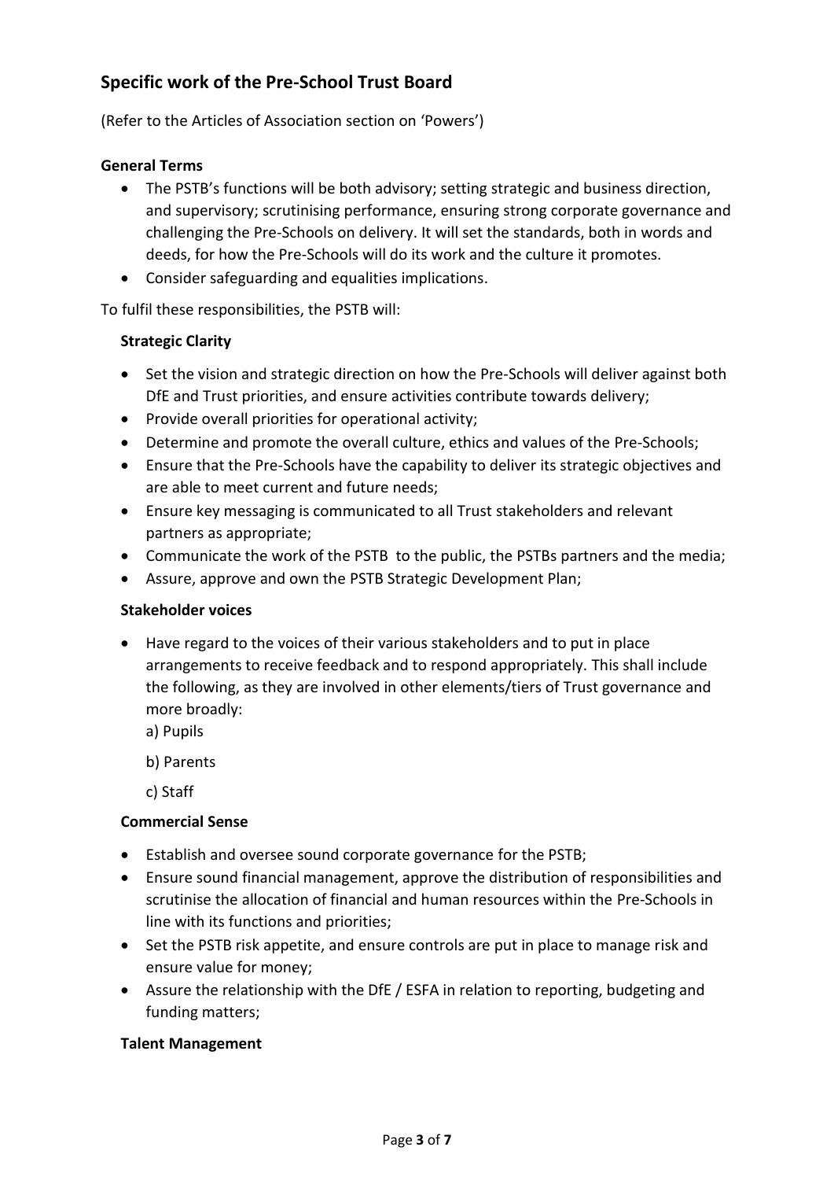## Specific work of the Pre-School Trust Board

(Refer to the Articles of Association section on 'Powers')

### General Terms

- The PSTB's functions will be both advisory; setting strategic and business direction, and supervisory; scrutinising performance, ensuring strong corporate governance and challenging the Pre-Schools on delivery. It will set the standards, both in words and deeds, for how the Pre-Schools will do its work and the culture it promotes.
- Consider safeguarding and equalities implications.

To fulfil these responsibilities, the PSTB will:

### Strategic Clarity

- Set the vision and strategic direction on how the Pre-Schools will deliver against both DfE and Trust priorities, and ensure activities contribute towards delivery;
- Provide overall priorities for operational activity;
- Determine and promote the overall culture, ethics and values of the Pre-Schools;
- Ensure that the Pre-Schools have the capability to deliver its strategic objectives and are able to meet current and future needs;
- Ensure key messaging is communicated to all Trust stakeholders and relevant partners as appropriate;
- Communicate the work of the PSTB to the public, the PSTBs partners and the media;
- Assure, approve and own the PSTB Strategic Development Plan;

### Stakeholder voices

- Have regard to the voices of their various stakeholders and to put in place arrangements to receive feedback and to respond appropriately. This shall include the following, as they are involved in other elements/tiers of Trust governance and more broadly:
  a) Pupils
  b) Parents
  c) Staff

### Commercial Sense

- Establish and oversee sound corporate governance for the PSTB;
- Ensure sound financial management, approve the distribution of responsibilities and scrutinise the allocation of financial and human resources within the Pre-Schools in line with its functions and priorities;
- Set the PSTB risk appetite, and ensure controls are put in place to manage risk and ensure value for money;
- Assure the relationship with the DfE / ESFA in relation to reporting, budgeting and funding matters;

### Talent Management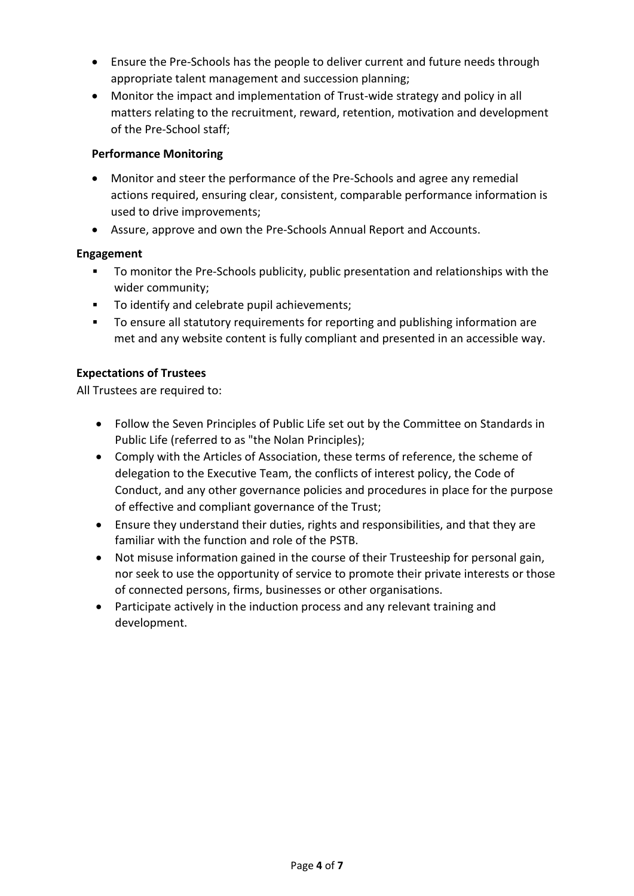- Ensure the Pre-Schools has the people to deliver current and future needs through appropriate talent management and succession planning;
- Monitor the impact and implementation of Trust-wide strategy and policy in all matters relating to the recruitment, reward, retention, motivation and development of the Pre-School staff;

**Performance Monitoring**

- Monitor and steer the performance of the Pre-Schools and agree any remedial actions required, ensuring clear, consistent, comparable performance information is used to drive improvements;
- Assure, approve and own the Pre-Schools Annual Report and Accounts.

**Engagement**

- To monitor the Pre-Schools publicity, public presentation and relationships with the wider community;
- To identify and celebrate pupil achievements;
- To ensure all statutory requirements for reporting and publishing information are met and any website content is fully compliant and presented in an accessible way.

**Expectations of Trustees**

All Trustees are required to:

- Follow the Seven Principles of Public Life set out by the Committee on Standards in Public Life (referred to as "the Nolan Principles);
- Comply with the Articles of Association, these terms of reference, the scheme of delegation to the Executive Team, the conflicts of interest policy, the Code of Conduct, and any other governance policies and procedures in place for the purpose of effective and compliant governance of the Trust;
- Ensure they understand their duties, rights and responsibilities, and that they are familiar with the function and role of the PSTB.
- Not misuse information gained in the course of their Trusteeship for personal gain, nor seek to use the opportunity of service to promote their private interests or those of connected persons, firms, businesses or other organisations.
- Participate actively in the induction process and any relevant training and development.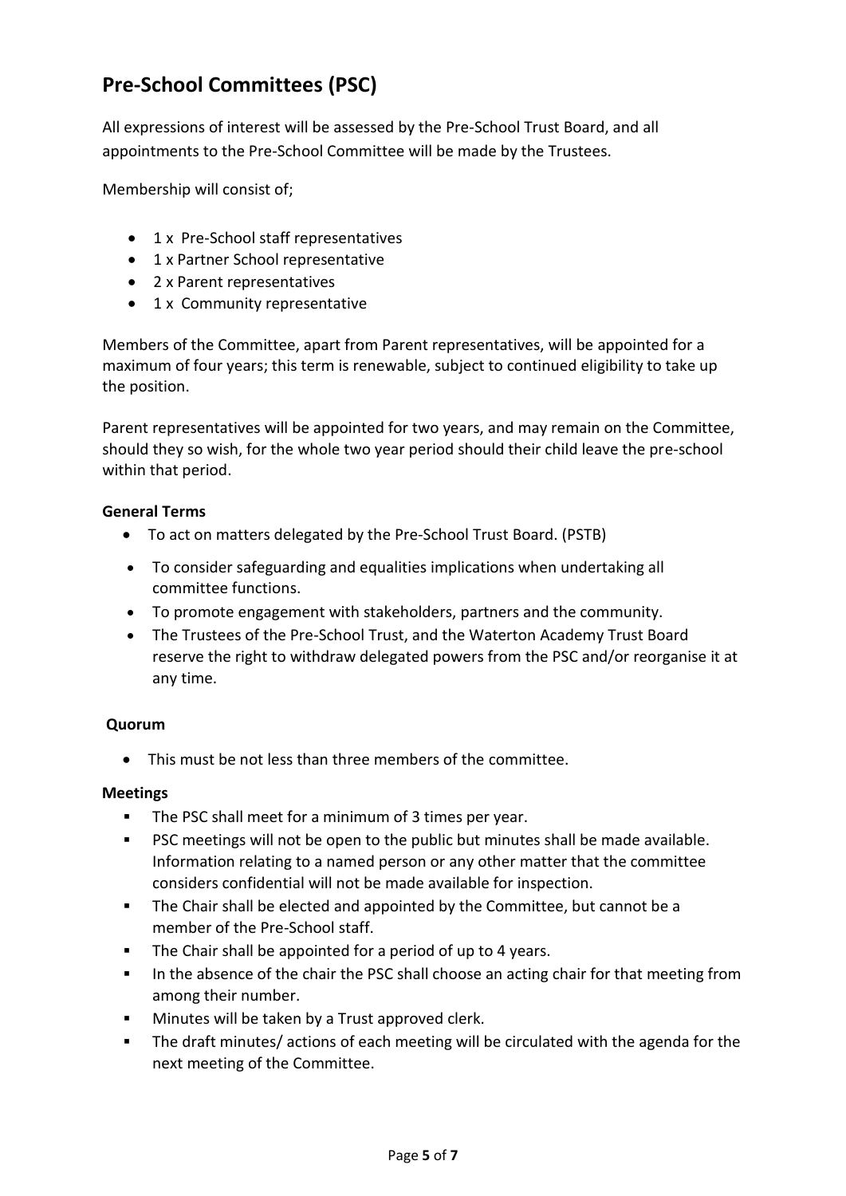## Pre-School Committees (PSC)

All expressions of interest will be assessed by the Pre-School Trust Board, and all appointments to the Pre-School Committee will be made by the Trustees.

Membership will consist of;

- 1 x Pre-School staff representatives
- 1 x Partner School representative
- 2 x Parent representatives
- 1 x Community representative

Members of the Committee, apart from Parent representatives, will be appointed for a maximum of four years; this term is renewable, subject to continued eligibility to take up the position.

Parent representatives will be appointed for two years, and may remain on the Committee, should they so wish, for the whole two year period should their child leave the pre-school within that period.

**General Terms**

- To act on matters delegated by the Pre-School Trust Board. (PSTB)
- To consider safeguarding and equalities implications when undertaking all committee functions.
- To promote engagement with stakeholders, partners and the community.
- The Trustees of the Pre-School Trust, and the Waterton Academy Trust Board reserve the right to withdraw delegated powers from the PSC and/or reorganise it at any time.

**Quorum**

- This must be not less than three members of the committee.

**Meetings**

- The PSC shall meet for a minimum of 3 times per year.
- PSC meetings will not be open to the public but minutes shall be made available. Information relating to a named person or any other matter that the committee considers confidential will not be made available for inspection.
- The Chair shall be elected and appointed by the Committee, but cannot be a member of the Pre-School staff.
- The Chair shall be appointed for a period of up to 4 years.
- In the absence of the chair the PSC shall choose an acting chair for that meeting from among their number.
- Minutes will be taken by a Trust approved clerk.
- The draft minutes/ actions of each meeting will be circulated with the agenda for the next meeting of the Committee.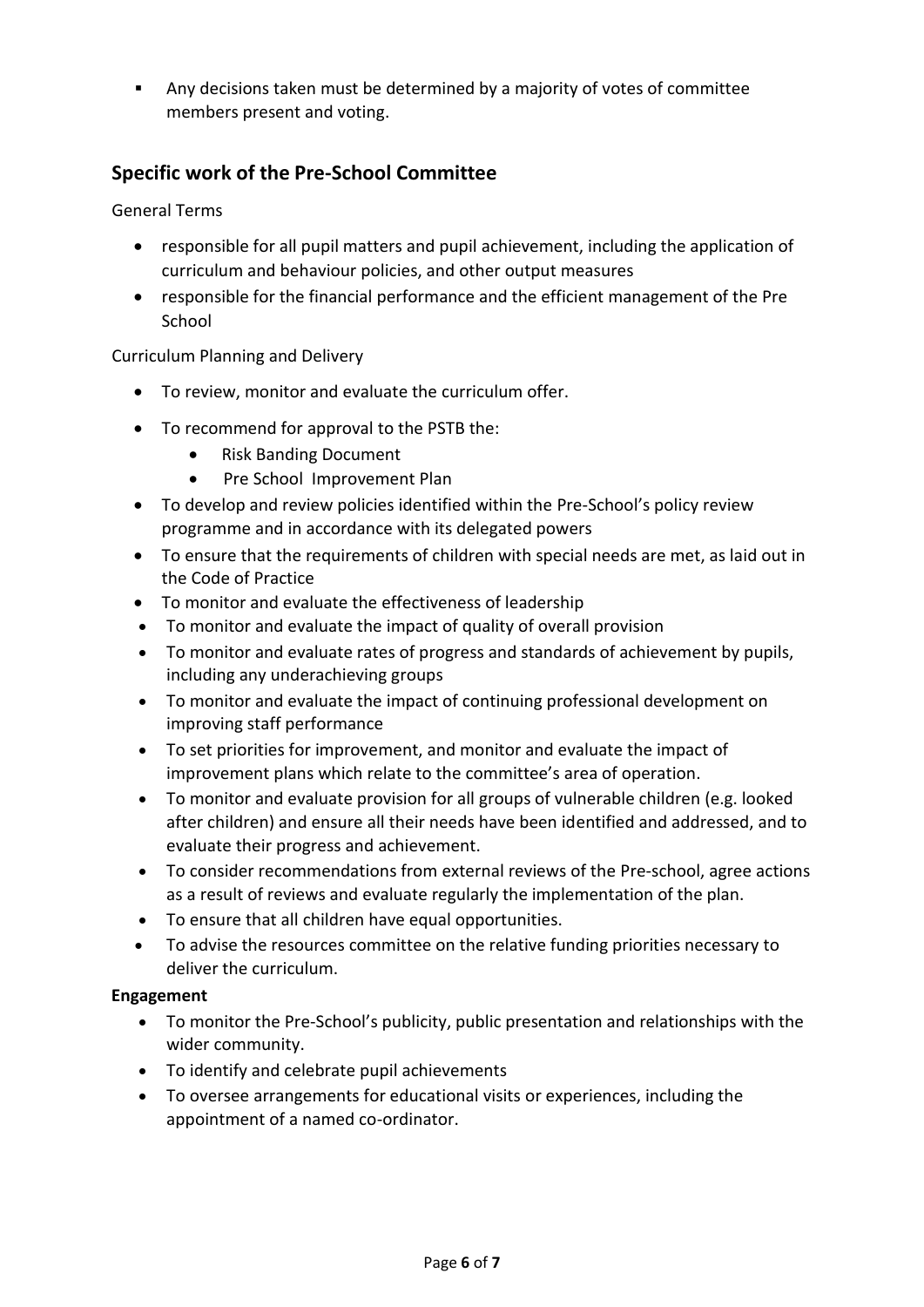- Any decisions taken must be determined by a majority of votes of committee members present and voting.

## Specific work of the Pre-School Committee

General Terms

- responsible for all pupil matters and pupil achievement, including the application of curriculum and behaviour policies, and other output measures
- responsible for the financial performance and the efficient management of the Pre School

Curriculum Planning and Delivery

- To review, monitor and evaluate the curriculum offer.
- To recommend for approval to the PSTB the:
    - Risk Banding Document
    - Pre School Improvement Plan
- To develop and review policies identified within the Pre-School's policy review programme and in accordance with its delegated powers
- To ensure that the requirements of children with special needs are met, as laid out in the Code of Practice
- To monitor and evaluate the effectiveness of leadership
- To monitor and evaluate the impact of quality of overall provision
- To monitor and evaluate rates of progress and standards of achievement by pupils, including any underachieving groups
- To monitor and evaluate the impact of continuing professional development on improving staff performance
- To set priorities for improvement, and monitor and evaluate the impact of improvement plans which relate to the committee's area of operation.
- To monitor and evaluate provision for all groups of vulnerable children (e.g. looked after children) and ensure all their needs have been identified and addressed, and to evaluate their progress and achievement.
- To consider recommendations from external reviews of the Pre-school, agree actions as a result of reviews and evaluate regularly the implementation of the plan.
- To ensure that all children have equal opportunities.
- To advise the resources committee on the relative funding priorities necessary to deliver the curriculum.

**Engagement**

- To monitor the Pre-School's publicity, public presentation and relationships with the wider community.
- To identify and celebrate pupil achievements
- To oversee arrangements for educational visits or experiences, including the appointment of a named co-ordinator.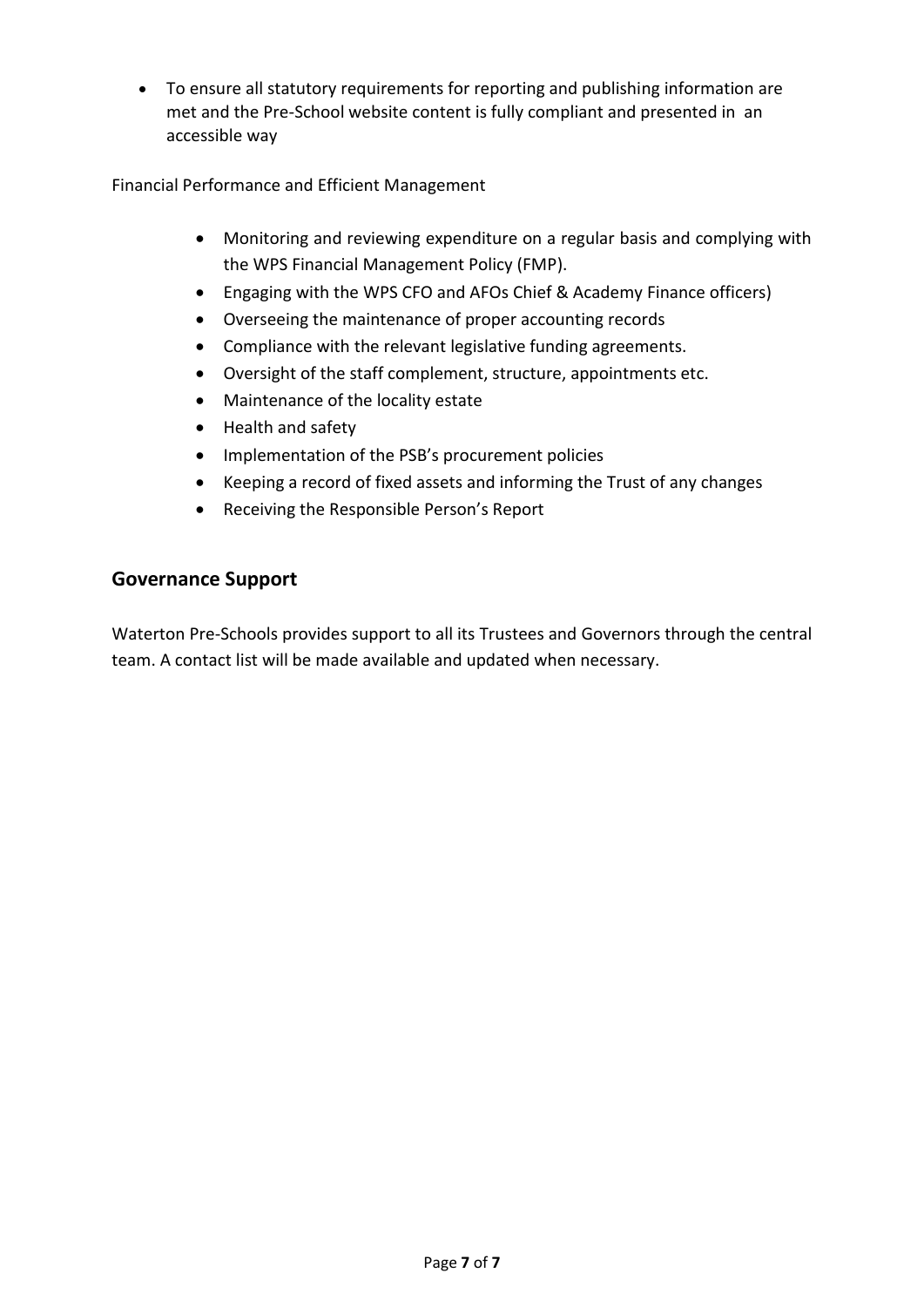- To ensure all statutory requirements for reporting and publishing information are met and the Pre-School website content is fully compliant and presented in an accessible way

Financial Performance and Efficient Management

- Monitoring and reviewing expenditure on a regular basis and complying with the WPS Financial Management Policy (FMP).
- Engaging with the WPS CFO and AFOs Chief & Academy Finance officers)
- Overseeing the maintenance of proper accounting records
- Compliance with the relevant legislative funding agreements.
- Oversight of the staff complement, structure, appointments etc.
- Maintenance of the locality estate
- Health and safety
- Implementation of the PSB's procurement policies
- Keeping a record of fixed assets and informing the Trust of any changes
- Receiving the Responsible Person's Report

## Governance Support

Waterton Pre-Schools provides support to all its Trustees and Governors through the central team. A contact list will be made available and updated when necessary.